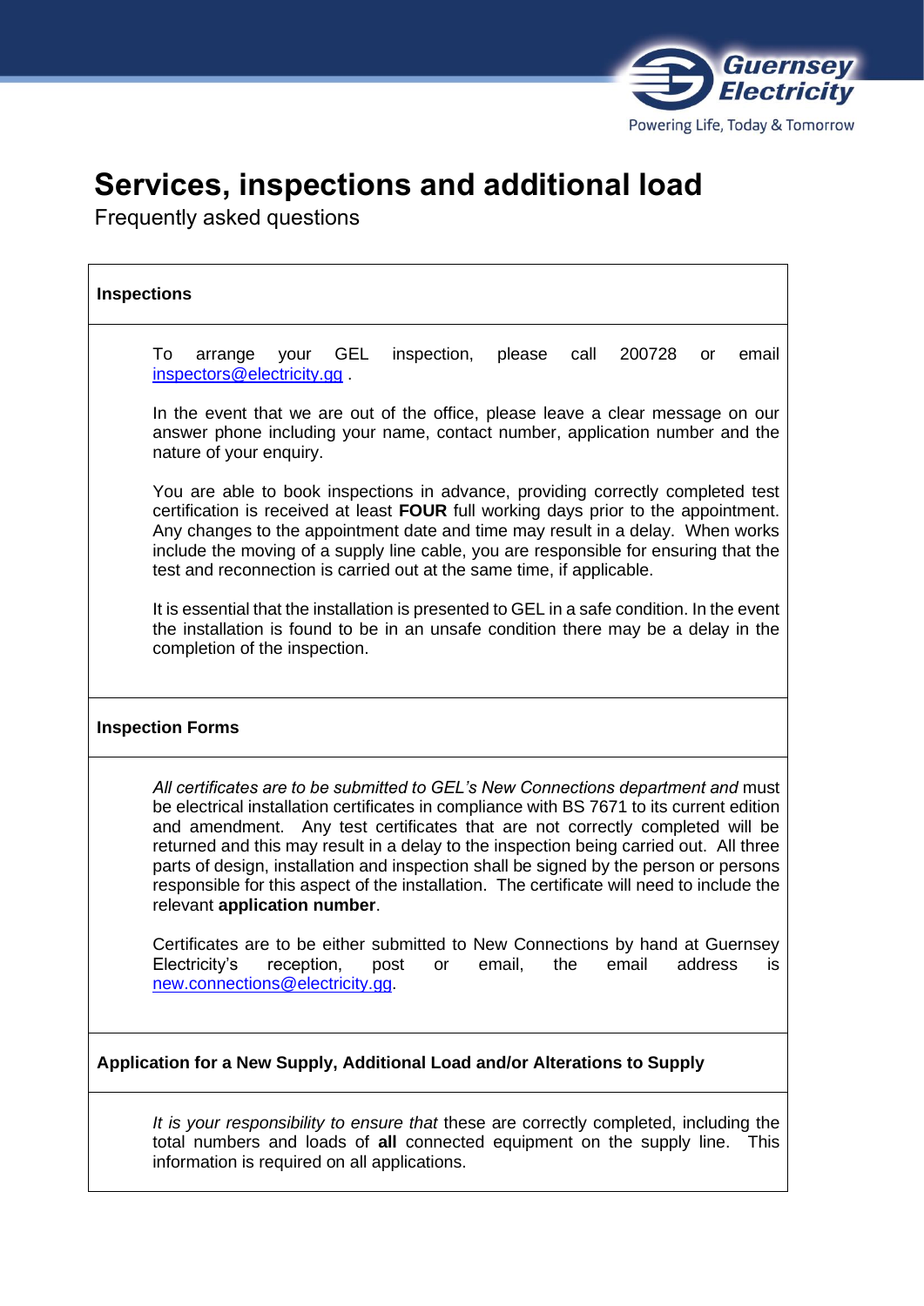# Services, inspections and additional load

Frequently asked questions

## Inspections

To arrange your GEL inspection, please call 200728 or email inspectors@electricity.gg .

In the event that we are out of the office, please leave a clear message on our answer phone including your name, contact number, application number and the nature of your enquiry.

You are able to book inspections in advance, providing correctly completed test certification is received at least **FOUR** full working days prior to the appointment. Any changes to the appointment date and time may result in a delay. When works include the moving of a supply line cable, you are responsible for ensuring that the test and reconnection is carried out at the same time, if applicable.

It is essential that the installation is presented to GEL in a safe condition. In the event the installation is found to be in an unsafe condition there may be a delay in the completion of the inspection.

## Inspection Forms

*All certificates are to be submitted to GEL's New Connections department and* must be electrical installation certificates in compliance with BS 7671 to its current edition and amendment. Any test certificates that are not correctly completed will be returned and this may result in a delay to the inspection being carried out. All three parts of design, installation and inspection shall be signed by the person or persons responsible for this aspect of the installation. The certificate will need to include the relevant **application number**.

Certificates are to be either submitted to New Connections by hand at Guernsey Electricity's reception, post or email, the email address is new.connections@electricity.gg.

## Application for a New Supply, Additional Load and/or Alterations to Supply

*It is your responsibility to ensure that* these are correctly completed, including the total numbers and loads of **all** connected equipment on the supply line. This information is required on all applications.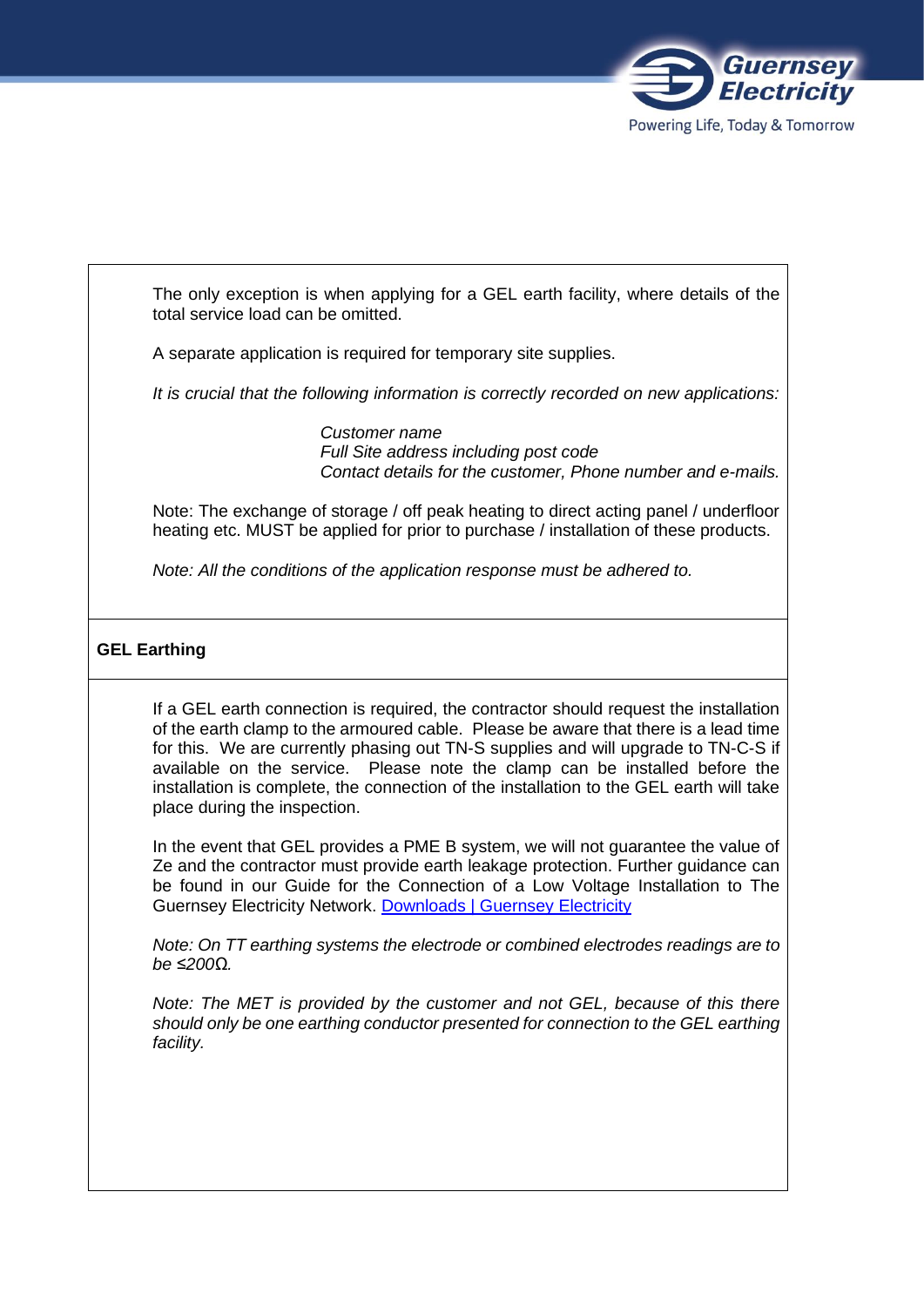The only exception is when applying for a GEL earth facility, where details of the total service load can be omitted.

A separate application is required for temporary site supplies.

*It is crucial that the following information is correctly recorded on new applications:*

*Customer name*
*Full Site address including post code*
*Contact details for the customer, Phone number and e-mails.*

Note: The exchange of storage / off peak heating to direct acting panel / underfloor heating etc. MUST be applied for prior to purchase / installation of these products.

*Note: All the conditions of the application response must be adhered to.*

**GEL Earthing**

If a GEL earth connection is required, the contractor should request the installation of the earth clamp to the armoured cable. Please be aware that there is a lead time for this. We are currently phasing out TN-S supplies and will upgrade to TN-C-S if available on the service. Please note the clamp can be installed before the installation is complete, the connection of the installation to the GEL earth will take place during the inspection.

In the event that GEL provides a PME B system, we will not guarantee the value of Ze and the contractor must provide earth leakage protection. Further guidance can be found in our Guide for the Connection of a Low Voltage Installation to The Guernsey Electricity Network. [Downloads | Guernsey Electricity]

*Note: On TT earthing systems the electrode or combined electrodes readings are to be ≤200Ω.*

*Note: The MET is provided by the customer and not GEL, because of this there should only be one earthing conductor presented for connection to the GEL earthing facility.*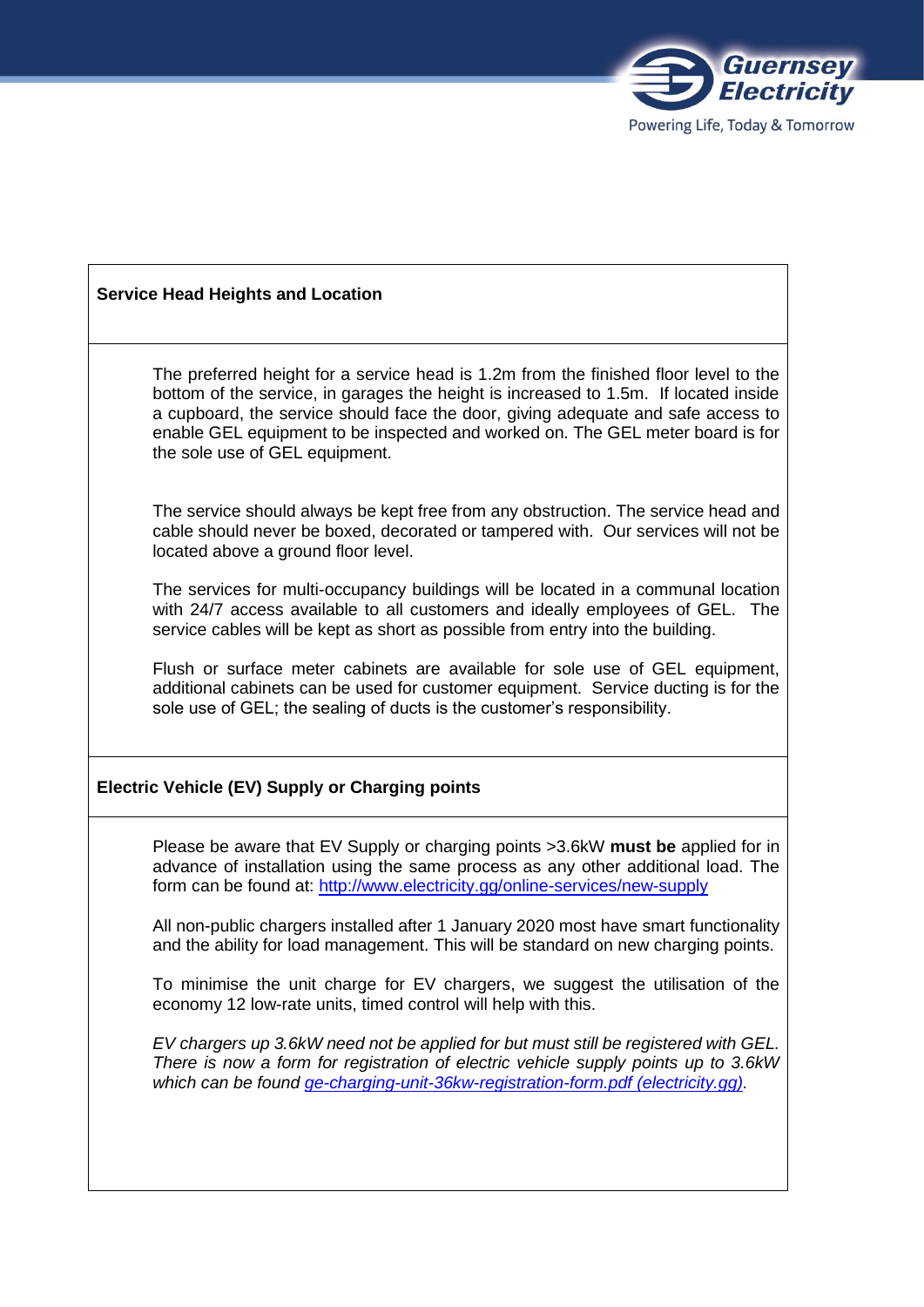### Service Head Heights and Location

The preferred height for a service head is 1.2m from the finished floor level to the bottom of the service, in garages the height is increased to 1.5m. If located inside a cupboard, the service should face the door, giving adequate and safe access to enable GEL equipment to be inspected and worked on. The GEL meter board is for the sole use of GEL equipment.

The service should always be kept free from any obstruction. The service head and cable should never be boxed, decorated or tampered with. Our services will not be located above a ground floor level.

The services for multi-occupancy buildings will be located in a communal location with 24/7 access available to all customers and ideally employees of GEL. The service cables will be kept as short as possible from entry into the building.

Flush or surface meter cabinets are available for sole use of GEL equipment, additional cabinets can be used for customer equipment. Service ducting is for the sole use of GEL; the sealing of ducts is the customer's responsibility.

### Electric Vehicle (EV) Supply or Charging points

Please be aware that EV Supply or charging points >3.6kW **must be** applied for in advance of installation using the same process as any other additional load. The form can be found at: [http://www.electricity.gg/online-services/new-supply](http://www.electricity.gg/online-services/new-supply)

All non-public chargers installed after 1 January 2020 most have smart functionality and the ability for load management. This will be standard on new charging points.

To minimise the unit charge for EV chargers, we suggest the utilisation of the economy 12 low-rate units, timed control will help with this.

*EV chargers up 3.6kW need not be applied for but must still be registered with GEL. There is now a form for registration of electric vehicle supply points up to 3.6kW which can be found [ge-charging-unit-36kw-registration-form.pdf (electricity.gg)](ge-charging-unit-36kw-registration-form.pdf).*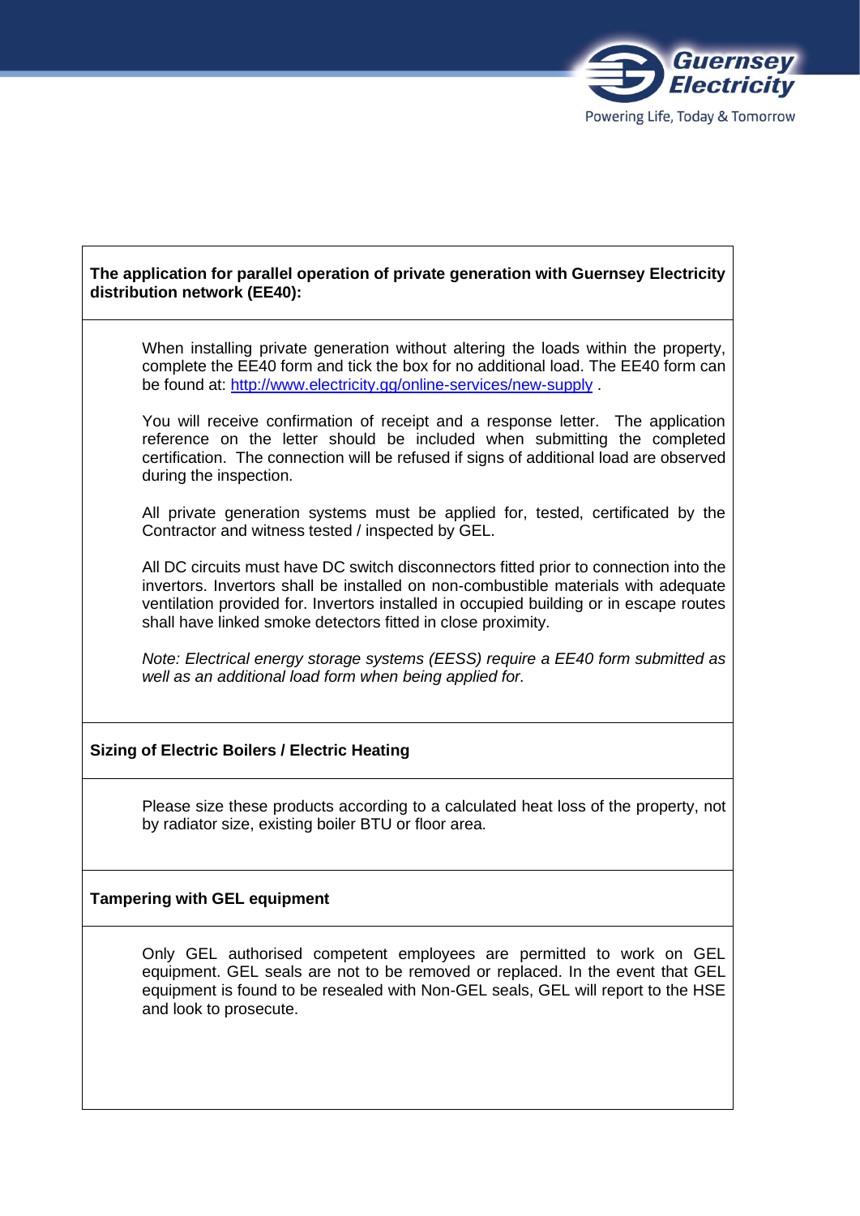**The application for parallel operation of private generation with Guernsey Electricity distribution network (EE40):**

When installing private generation without altering the loads within the property, complete the EE40 form and tick the box for no additional load. The EE40 form can be found at: [http://www.electricity.gg/online-services/new-supply](http://www.electricity.gg/online-services/new-supply) .

You will receive confirmation of receipt and a response letter. The application reference on the letter should be included when submitting the completed certification. The connection will be refused if signs of additional load are observed during the inspection.

All private generation systems must be applied for, tested, certificated by the Contractor and witness tested / inspected by GEL.

All DC circuits must have DC switch disconnectors fitted prior to connection into the invertors. Invertors shall be installed on non-combustible materials with adequate ventilation provided for. Invertors installed in occupied building or in escape routes shall have linked smoke detectors fitted in close proximity.

*Note: Electrical energy storage systems (EESS) require a EE40 form submitted as well as an additional load form when being applied for.*

**Sizing of Electric Boilers / Electric Heating**

Please size these products according to a calculated heat loss of the property, not by radiator size, existing boiler BTU or floor area.

**Tampering with GEL equipment**

Only GEL authorised competent employees are permitted to work on GEL equipment. GEL seals are not to be removed or replaced. In the event that GEL equipment is found to be resealed with Non-GEL seals, GEL will report to the HSE and look to prosecute.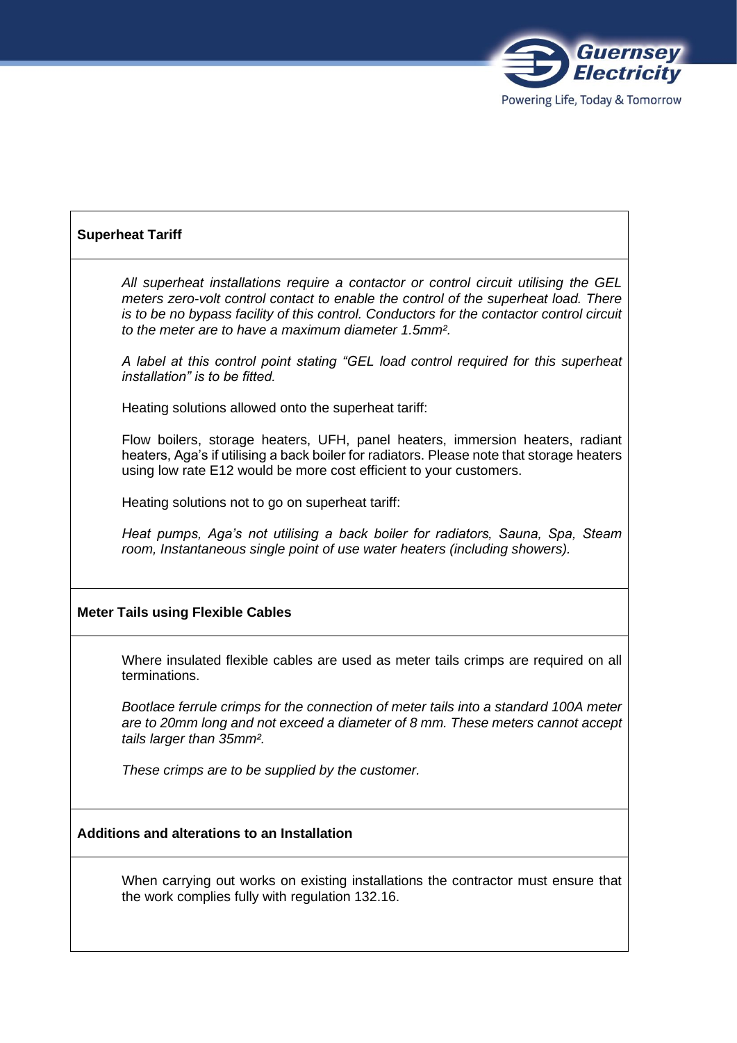## Superheat Tariff

*All superheat installations require a contactor or control circuit utilising the GEL meters zero-volt control contact to enable the control of the superheat load. There is to be no bypass facility of this control. Conductors for the contactor control circuit to the meter are to have a maximum diameter 1.5mm².*

*A label at this control point stating "GEL load control required for this superheat installation" is to be fitted.*

Heating solutions allowed onto the superheat tariff:

Flow boilers, storage heaters, UFH, panel heaters, immersion heaters, radiant heaters, Aga's if utilising a back boiler for radiators. Please note that storage heaters using low rate E12 would be more cost efficient to your customers.

Heating solutions not to go on superheat tariff:

*Heat pumps, Aga's not utilising a back boiler for radiators, Sauna, Spa, Steam room, Instantaneous single point of use water heaters (including showers).*

## Meter Tails using Flexible Cables

Where insulated flexible cables are used as meter tails crimps are required on all terminations.

*Bootlace ferrule crimps for the connection of meter tails into a standard 100A meter are to 20mm long and not exceed a diameter of 8 mm. These meters cannot accept tails larger than 35mm².*

*These crimps are to be supplied by the customer.*

## Additions and alterations to an Installation

When carrying out works on existing installations the contractor must ensure that the work complies fully with regulation 132.16.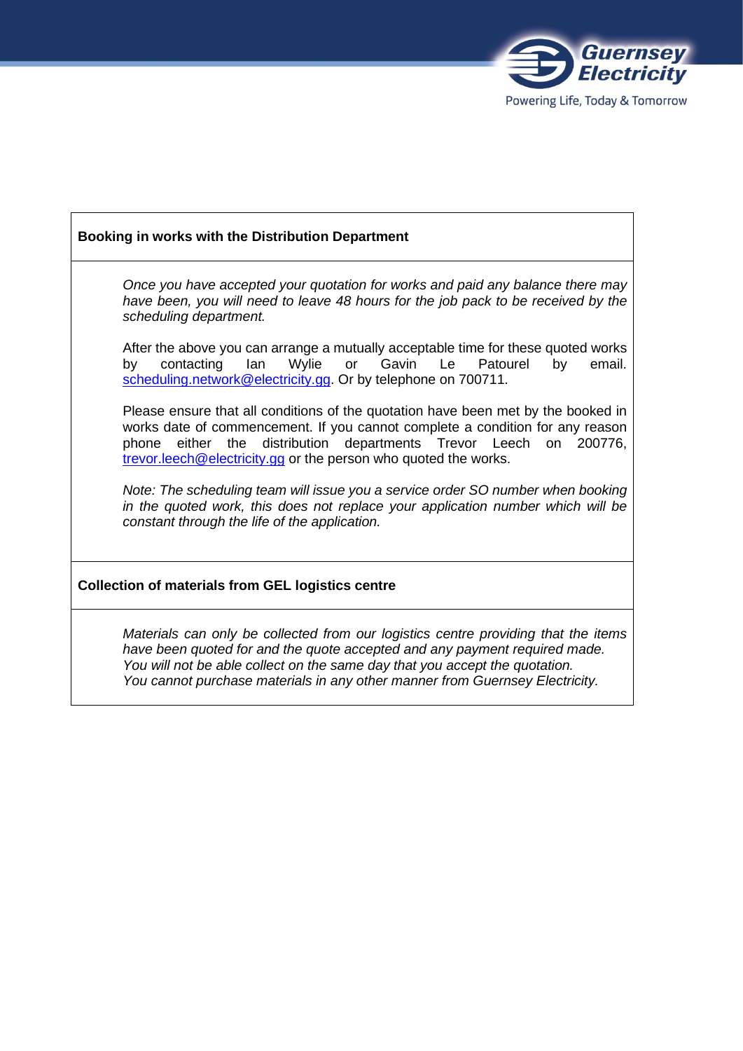## Booking in works with the Distribution Department

*Once you have accepted your quotation for works and paid any balance there may have been, you will need to leave 48 hours for the job pack to be received by the scheduling department.*

After the above you can arrange a mutually acceptable time for these quoted works by contacting Ian Wylie or Gavin Le Patourel by email. scheduling.network@electricity.gg. Or by telephone on 700711.

Please ensure that all conditions of the quotation have been met by the booked in works date of commencement. If you cannot complete a condition for any reason phone either the distribution departments Trevor Leech on 200776, trevor.leech@electricity.gg or the person who quoted the works.

*Note: The scheduling team will issue you a service order SO number when booking in the quoted work, this does not replace your application number which will be constant through the life of the application.*

## Collection of materials from GEL logistics centre

*Materials can only be collected from our logistics centre providing that the items have been quoted for and the quote accepted and any payment required made.*
*You will not be able collect on the same day that you accept the quotation.*
*You cannot purchase materials in any other manner from Guernsey Electricity.*